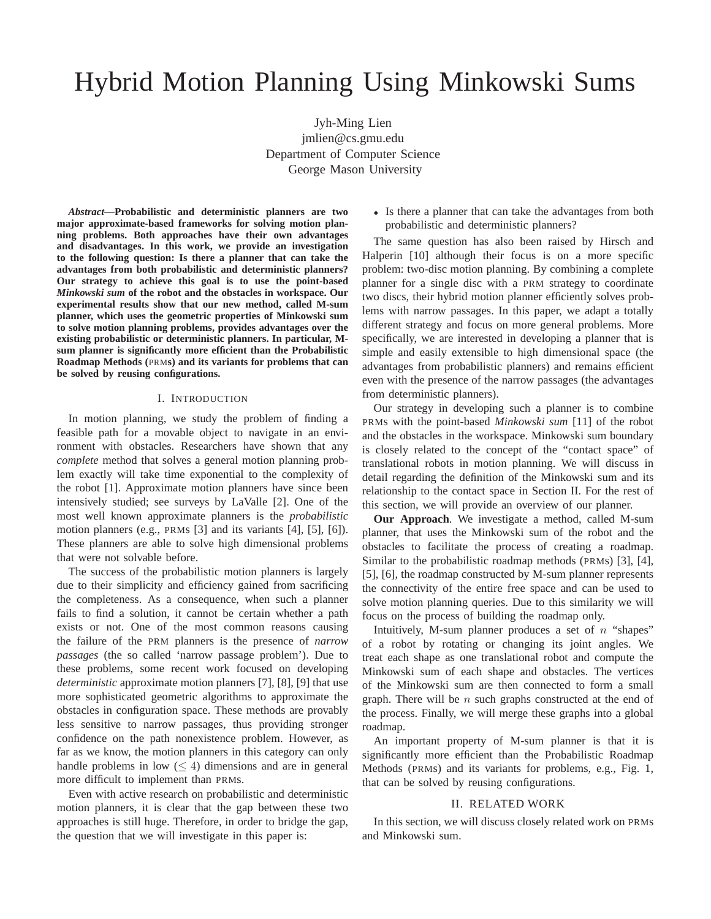# Hybrid Motion Planning Using Minkowski Sums

Jyh-Ming Lien
jmlien@cs.gmu.edu
Department of Computer Science
George Mason University

***Abstract*—Probabilistic and deterministic planners are two major approximate-based frameworks for solving motion planning problems. Both approaches have their own advantages and disadvantages. In this work, we provide an investigation to the following question: Is there a planner that can take the advantages from both probabilistic and deterministic planners? Our strategy to achieve this goal is to use the point-based *Minkowski sum* of the robot and the obstacles in workspace. Our experimental results show that our new method, called M-sum planner, which uses the geometric properties of Minkowski sum to solve motion planning problems, provides advantages over the existing probabilistic or deterministic planners. In particular, M-sum planner is significantly more efficient than the Probabilistic Roadmap Methods (PRMs) and its variants for problems that can be solved by reusing configurations.**

## I. Introduction

In motion planning, we study the problem of finding a feasible path for a movable object to navigate in an environment with obstacles. Researchers have shown that any *complete* method that solves a general motion planning problem exactly will take time exponential to the complexity of the robot [1]. Approximate motion planners have since been intensively studied; see surveys by LaValle [2]. One of the most well known approximate planners is the *probabilistic* motion planners (e.g., PRMs [3] and its variants [4], [5], [6]). These planners are able to solve high dimensional problems that were not solvable before.

The success of the probabilistic motion planners is largely due to their simplicity and efficiency gained from sacrificing the completeness. As a consequence, when such a planner fails to find a solution, it cannot be certain whether a path exists or not. One of the most common reasons causing the failure of the PRM planners is the presence of *narrow passages* (the so called 'narrow passage problem'). Due to these problems, some recent work focused on developing *deterministic* approximate motion planners [7], [8], [9] that use more sophisticated geometric algorithms to approximate the obstacles in configuration space. These methods are provably less sensitive to narrow passages, thus providing stronger confidence on the path nonexistence problem. However, as far as we know, the motion planners in this category can only handle problems in low ($\leq 4$) dimensions and are in general more difficult to implement than PRMs.

Even with active research on probabilistic and deterministic motion planners, it is clear that the gap between these two approaches is still huge. Therefore, in order to bridge the gap, the question that we will investigate in this paper is:

- Is there a planner that can take the advantages from both probabilistic and deterministic planners?

The same question has also been raised by Hirsch and Halperin [10] although their focus is on a more specific problem: two-disc motion planning. By combining a complete planner for a single disc with a PRM strategy to coordinate two discs, their hybrid motion planner efficiently solves problems with narrow passages. In this paper, we adapt a totally different strategy and focus on more general problems. More specifically, we are interested in developing a planner that is simple and easily extensible to high dimensional space (the advantages from probabilistic planners) and remains efficient even with the presence of the narrow passages (the advantages from deterministic planners).

Our strategy in developing such a planner is to combine PRMs with the point-based *Minkowski sum* [11] of the robot and the obstacles in the workspace. Minkowski sum boundary is closely related to the concept of the "contact space" of translational robots in motion planning. We will discuss in detail regarding the definition of the Minkowski sum and its relationship to the contact space in Section II. For the rest of this section, we will provide an overview of our planner.

**Our Approach**. We investigate a method, called M-sum planner, that uses the Minkowski sum of the robot and the obstacles to facilitate the process of creating a roadmap. Similar to the probabilistic roadmap methods (PRMs) [3], [4], [5], [6], the roadmap constructed by M-sum planner represents the connectivity of the entire free space and can be used to solve motion planning queries. Due to this similarity we will focus on the process of building the roadmap only.

Intuitively, M-sum planner produces a set of $n$ "shapes" of a robot by rotating or changing its joint angles. We treat each shape as one translational robot and compute the Minkowski sum of each shape and obstacles. The vertices of the Minkowski sum are then connected to form a small graph. There will be $n$ such graphs constructed at the end of the process. Finally, we will merge these graphs into a global roadmap.

An important property of M-sum planner is that it is significantly more efficient than the Probabilistic Roadmap Methods (PRMs) and its variants for problems, e.g., Fig. 1, that can be solved by reusing configurations.

## II. Related Work

In this section, we will discuss closely related work on PRMs and Minkowski sum.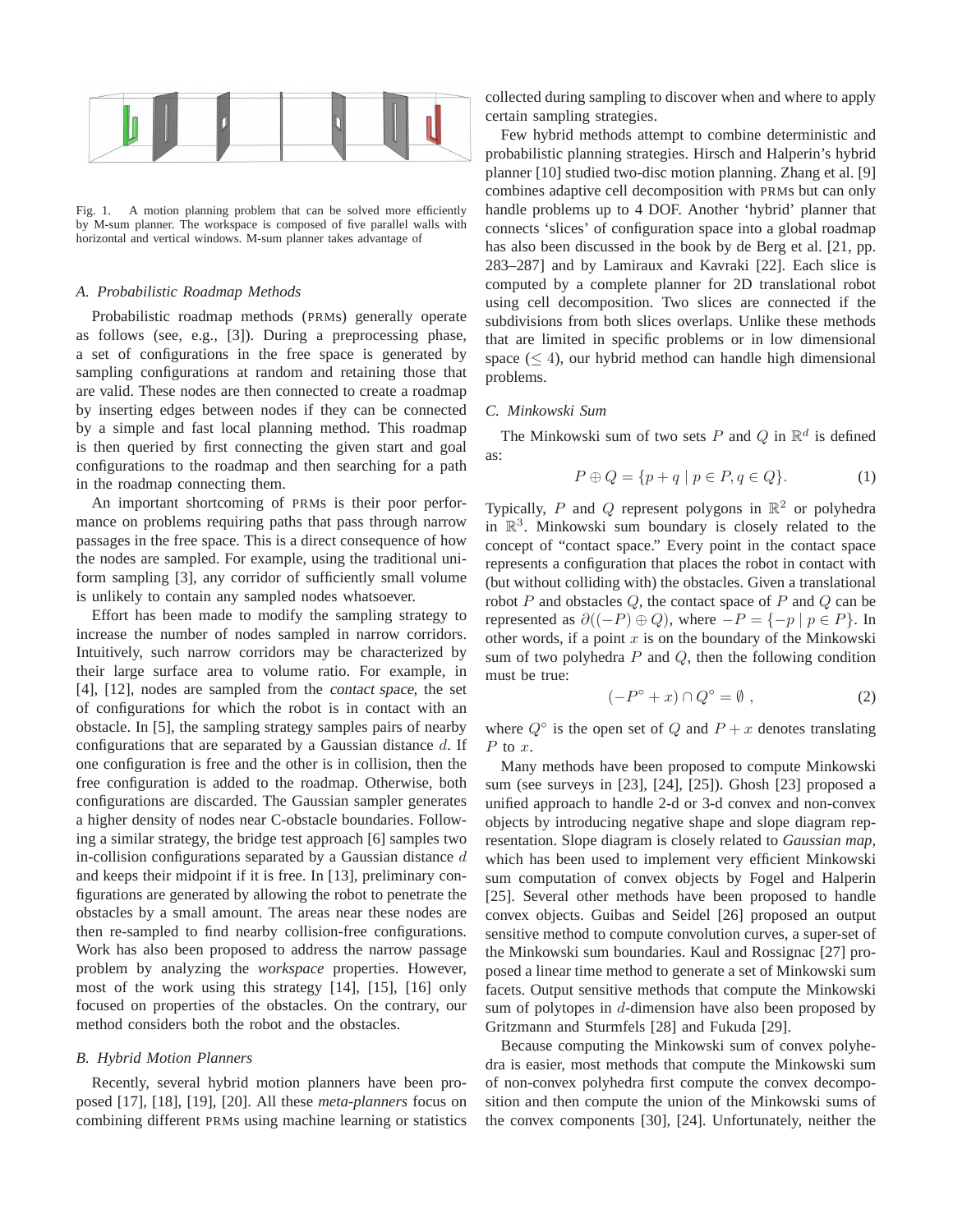Fig. 1. A motion planning problem that can be solved more efficiently by M-sum planner. The workspace is composed of five parallel walls with horizontal and vertical windows. M-sum planner takes advantage of

### A. Probabilistic Roadmap Methods

Probabilistic roadmap methods (PRMs) generally operate as follows (see, e.g., [3]). During a preprocessing phase, a set of configurations in the free space is generated by sampling configurations at random and retaining those that are valid. These nodes are then connected to create a roadmap by inserting edges between nodes if they can be connected by a simple and fast local planning method. This roadmap is then queried by first connecting the given start and goal configurations to the roadmap and then searching for a path in the roadmap connecting them.

An important shortcoming of PRMs is their poor performance on problems requiring paths that pass through narrow passages in the free space. This is a direct consequence of how the nodes are sampled. For example, using the traditional uniform sampling [3], any corridor of sufficiently small volume is unlikely to contain any sampled nodes whatsoever.

Effort has been made to modify the sampling strategy to increase the number of nodes sampled in narrow corridors. Intuitively, such narrow corridors may be characterized by their large surface area to volume ratio. For example, in [4], [12], nodes are sampled from the *contact space*, the set of configurations for which the robot is in contact with an obstacle. In [5], the sampling strategy samples pairs of nearby configurations that are separated by a Gaussian distance $d$. If one configuration is free and the other is in collision, then the free configuration is added to the roadmap. Otherwise, both configurations are discarded. The Gaussian sampler generates a higher density of nodes near C-obstacle boundaries. Following a similar strategy, the bridge test approach [6] samples two in-collision configurations separated by a Gaussian distance $d$ and keeps their midpoint if it is free. In [13], preliminary configurations are generated by allowing the robot to penetrate the obstacles by a small amount. The areas near these nodes are then re-sampled to find nearby collision-free configurations. Work has also been proposed to address the narrow passage problem by analyzing the *workspace* properties. However, most of the work using this strategy [14], [15], [16] only focused on properties of the obstacles. On the contrary, our method considers both the robot and the obstacles.

### B. Hybrid Motion Planners

Recently, several hybrid motion planners have been proposed [17], [18], [19], [20]. All these *meta-planners* focus on combining different PRMs using machine learning or statistics collected during sampling to discover when and where to apply certain sampling strategies.

Few hybrid methods attempt to combine deterministic and probabilistic planning strategies. Hirsch and Halperin's hybrid planner [10] studied two-disc motion planning. Zhang et al. [9] combines adaptive cell decomposition with PRMs but can only handle problems up to 4 DOF. Another 'hybrid' planner that connects 'slices' of configuration space into a global roadmap has also been discussed in the book by de Berg et al. [21, pp. 283–287] and by Lamiraux and Kavraki [22]. Each slice is computed by a complete planner for 2D translational robot using cell decomposition. Two slices are connected if the subdivisions from both slices overlaps. Unlike these methods that are limited in specific problems or in low dimensional space ($\leq 4$), our hybrid method can handle high dimensional problems.

### C. Minkowski Sum

The Minkowski sum of two sets $P$ and $Q$ in $\mathbb{R}^d$ is defined as:

$$P \oplus Q = \{p + q \mid p \in P, q \in Q\}. \quad (1)$$

Typically, $P$ and $Q$ represent polygons in $\mathbb{R}^2$ or polyhedra in $\mathbb{R}^3$. Minkowski sum boundary is closely related to the concept of "contact space." Every point in the contact space represents a configuration that places the robot in contact with (but without colliding with) the obstacles. Given a translational robot $P$ and obstacles $Q$, the contact space of $P$ and $Q$ can be represented as $\partial((-P) \oplus Q)$, where $-P = \{-p \mid p \in P\}$. In other words, if a point $x$ is on the boundary of the Minkowski sum of two polyhedra $P$ and $Q$, then the following condition must be true:

$$(-P^{\circ} + x) \cap Q^{\circ} = \emptyset \ , \quad (2)$$

where $Q^{\circ}$ is the open set of $Q$ and $P + x$ denotes translating $P$ to $x$.

Many methods have been proposed to compute Minkowski sum (see surveys in [23], [24], [25]). Ghosh [23] proposed a unified approach to handle 2-d or 3-d convex and non-convex objects by introducing negative shape and slope diagram representation. Slope diagram is closely related to *Gaussian map*, which has been used to implement very efficient Minkowski sum computation of convex objects by Fogel and Halperin [25]. Several other methods have been proposed to handle convex objects. Guibas and Seidel [26] proposed an output sensitive method to compute convolution curves, a super-set of the Minkowski sum boundaries. Kaul and Rossignac [27] proposed a linear time method to generate a set of Minkowski sum facets. Output sensitive methods that compute the Minkowski sum of polytopes in $d$-dimension have also been proposed by Gritzmann and Sturmfels [28] and Fukuda [29].

Because computing the Minkowski sum of convex polyhedra is easier, most methods that compute the Minkowski sum of non-convex polyhedra first compute the convex decomposition and then compute the union of the Minkowski sums of the convex components [30], [24]. Unfortunately, neither the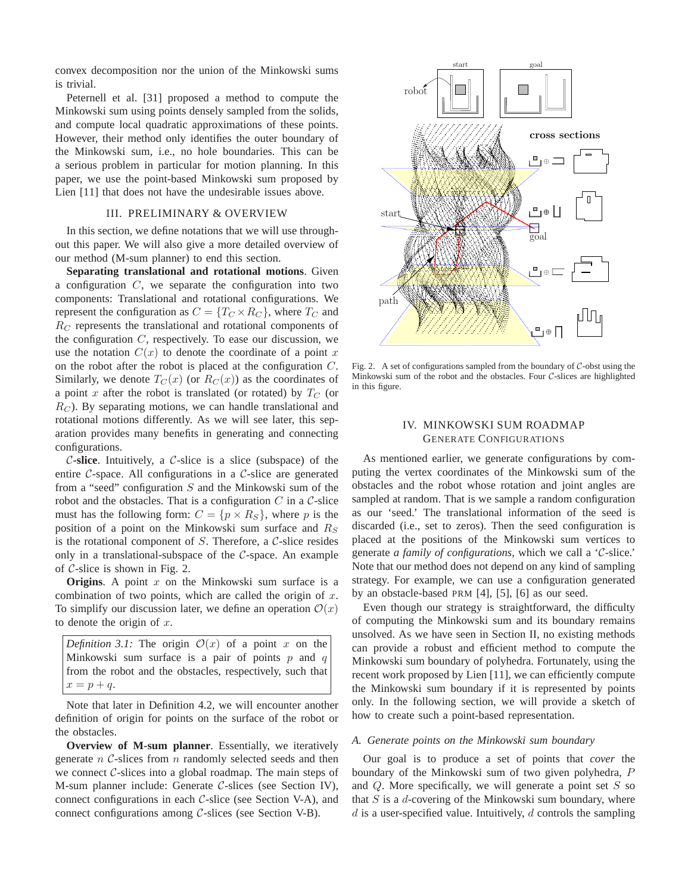convex decomposition nor the union of the Minkowski sums is trivial.

Peternell et al. [31] proposed a method to compute the Minkowski sum using points densely sampled from the solids, and compute local quadratic approximations of these points. However, their method only identifies the outer boundary of the Minkowski sum, i.e., no hole boundaries. This can be a serious problem in particular for motion planning. In this paper, we use the point-based Minkowski sum proposed by Lien [11] that does not have the undesirable issues above.

## III. PRELIMINARY & OVERVIEW

In this section, we define notations that we will use throughout this paper. We will also give a more detailed overview of our method (M-sum planner) to end this section.

**Separating translational and rotational motions**. Given a configuration $C$, we separate the configuration into two components: Translational and rotational configurations. We represent the configuration as $C = \{T_C \times R_C\}$, where $T_C$ and $R_C$ represents the translational and rotational components of the configuration $C$, respectively. To ease our discussion, we use the notation $C(x)$ to denote the coordinate of a point $x$ on the robot after the robot is placed at the configuration $C$. Similarly, we denote $T_C(x)$ (or $R_C(x)$) as the coordinates of a point $x$ after the robot is translated (or rotated) by $T_C$ (or $R_C$). By separating motions, we can handle translational and rotational motions differently. As we will see later, this separation provides many benefits in generating and connecting configurations.

**$\mathcal{C}$-slice**. Intuitively, a $\mathcal{C}$-slice is a slice (subspace) of the entire $\mathcal{C}$-space. All configurations in a $\mathcal{C}$-slice are generated from a "seed" configuration $S$ and the Minkowski sum of the robot and the obstacles. That is a configuration $C$ in a $\mathcal{C}$-slice must has the following form: $C = \{p \times R_S\}$, where $p$ is the position of a point on the Minkowski sum surface and $R_S$ is the rotational component of $S$. Therefore, a $\mathcal{C}$-slice resides only in a translational-subspace of the $\mathcal{C}$-space. An example of $\mathcal{C}$-slice is shown in Fig. 2.

**Origins**. A point $x$ on the Minkowski sum surface is a combination of two points, which are called the origin of $x$. To simplify our discussion later, we define an operation $\mathcal{O}(x)$ to denote the origin of $x$.

*Definition 3.1:* The origin $\mathcal{O}(x)$ of a point $x$ on the Minkowski sum surface is a pair of points $p$ and $q$ from the robot and the obstacles, respectively, such that $x = p + q$.

Note that later in Definition 4.2, we will encounter another definition of origin for points on the surface of the robot or the obstacles.

**Overview of M-sum planner**. Essentially, we iteratively generate $n$ $\mathcal{C}$-slices from $n$ randomly selected seeds and then we connect $\mathcal{C}$-slices into a global roadmap. The main steps of M-sum planner include: Generate $\mathcal{C}$-slices (see Section IV), connect configurations in each $\mathcal{C}$-slice (see Section V-A), and connect configurations among $\mathcal{C}$-slices (see Section V-B).

Fig. 2. A set of configurations sampled from the boundary of $\mathcal{C}$-obst using the Minkowski sum of the robot and the obstacles. Four $\mathcal{C}$-slices are highlighted in this figure.

## IV. MINKOWSKI SUM ROADMAP GENERATE CONFIGURATIONS

As mentioned earlier, we generate configurations by computing the vertex coordinates of the Minkowski sum of the obstacles and the robot whose rotation and joint angles are sampled at random. That is we sample a random configuration as our 'seed.' The translational information of the seed is discarded (i.e., set to zeros). Then the seed configuration is placed at the positions of the Minkowski sum vertices to generate *a family of configurations*, which we call a '$\mathcal{C}$-slice.' Note that our method does not depend on any kind of sampling strategy. For example, we can use a configuration generated by an obstacle-based PRM [4], [5], [6] as our seed.

Even though our strategy is straightforward, the difficulty of computing the Minkowski sum and its boundary remains unsolved. As we have seen in Section II, no existing methods can provide a robust and efficient method to compute the Minkowski sum boundary of polyhedra. Fortunately, using the recent work proposed by Lien [11], we can efficiently compute the Minkowski sum boundary if it is represented by points only. In the following section, we will provide a sketch of how to create such a point-based representation.

### A. Generate points on the Minkowski sum boundary

Our goal is to produce a set of points that *cover* the boundary of the Minkowski sum of two given polyhedra, $P$ and $Q$. More specifically, we will generate a point set $S$ so that $S$ is a $d$-covering of the Minkowski sum boundary, where $d$ is a user-specified value. Intuitively, $d$ controls the sampling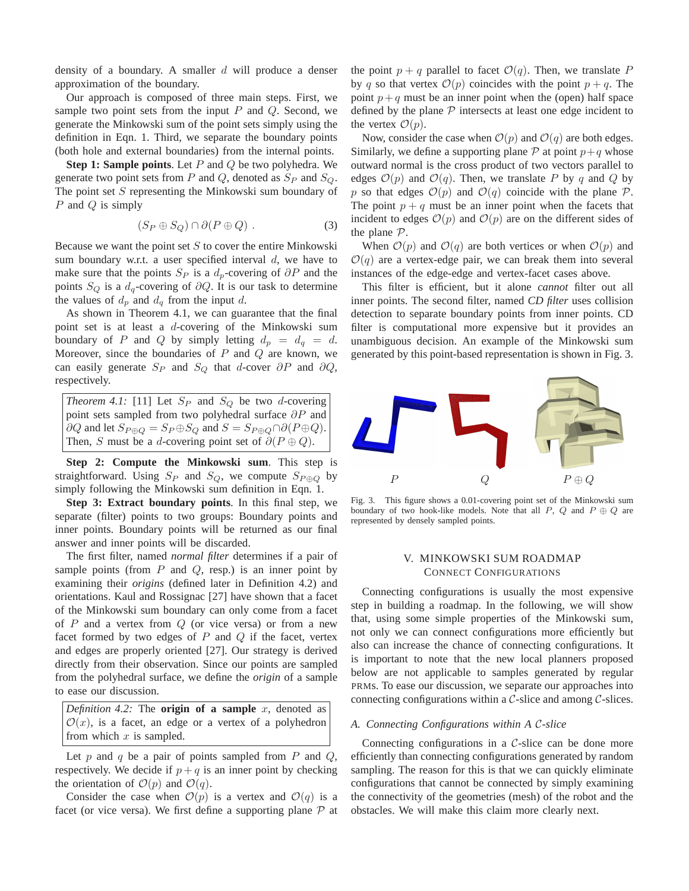density of a boundary. A smaller $d$ will produce a denser approximation of the boundary.

Our approach is composed of three main steps. First, we sample two point sets from the input $P$ and $Q$. Second, we generate the Minkowski sum of the point sets simply using the definition in Eqn. 1. Third, we separate the boundary points (both hole and external boundaries) from the internal points.

**Step 1: Sample points**. Let $P$ and $Q$ be two polyhedra. We generate two point sets from $P$ and $Q$, denoted as $S_P$ and $S_Q$. The point set $S$ representing the Minkowski sum boundary of $P$ and $Q$ is simply

$$(S_P \oplus S_Q) \cap \partial(P \oplus Q) \ . \tag{3}$$

Because we want the point set $S$ to cover the entire Minkowski sum boundary w.r.t. a user specified interval $d$, we have to make sure that the points $S_P$ is a $d_p$-covering of $\partial P$ and the points $S_Q$ is a $d_q$-covering of $\partial Q$. It is our task to determine the values of $d_p$ and $d_q$ from the input $d$.

As shown in Theorem 4.1, we can guarantee that the final point set is at least a $d$-covering of the Minkowski sum boundary of $P$ and $Q$ by simply letting $d_p = d_q = d$. Moreover, since the boundaries of $P$ and $Q$ are known, we can easily generate $S_P$ and $S_Q$ that $d$-cover $\partial P$ and $\partial Q$, respectively.

*Theorem 4.1:* [11] Let $S_P$ and $S_Q$ be two $d$-covering point sets sampled from two polyhedral surface $\partial P$ and $\partial Q$ and let $S_{P\oplus Q} = S_P \oplus S_Q$ and $S = S_{P\oplus Q} \cap \partial(P \oplus Q)$. Then, $S$ must be a $d$-covering point set of $\partial(P \oplus Q)$.

**Step 2: Compute the Minkowski sum**. This step is straightforward. Using $S_P$ and $S_Q$, we compute $S_{P\oplus Q}$ by simply following the Minkowski sum definition in Eqn. 1.

**Step 3: Extract boundary points**. In this final step, we separate (filter) points to two groups: Boundary points and inner points. Boundary points will be returned as our final answer and inner points will be discarded.

The first filter, named *normal filter* determines if a pair of sample points (from $P$ and $Q$, resp.) is an inner point by examining their *origins* (defined later in Definition 4.2) and orientations. Kaul and Rossignac [27] have shown that a facet of the Minkowski sum boundary can only come from a facet of $P$ and a vertex from $Q$ (or vice versa) or from a new facet formed by two edges of $P$ and $Q$ if the facet, vertex and edges are properly oriented [27]. Our strategy is derived directly from their observation. Since our points are sampled from the polyhedral surface, we define the *origin* of a sample to ease our discussion.

*Definition 4.2:* The **origin of a sample** $x$, denoted as $\mathcal{O}(x)$, is a facet, an edge or a vertex of a polyhedron from which $x$ is sampled.

Let $p$ and $q$ be a pair of points sampled from $P$ and $Q$, respectively. We decide if $p+q$ is an inner point by checking the orientation of $\mathcal{O}(p)$ and $\mathcal{O}(q)$.

Consider the case when $\mathcal{O}(p)$ is a vertex and $\mathcal{O}(q)$ is a facet (or vice versa). We first define a supporting plane $\mathcal{P}$ at the point $p+q$ parallel to facet $\mathcal{O}(q)$. Then, we translate $P$ by $q$ so that vertex $\mathcal{O}(p)$ coincides with the point $p+q$. The point $p+q$ must be an inner point when the (open) half space defined by the plane $\mathcal{P}$ intersects at least one edge incident to the vertex $\mathcal{O}(p)$.

Now, consider the case when $\mathcal{O}(p)$ and $\mathcal{O}(q)$ are both edges. Similarly, we define a supporting plane $\mathcal{P}$ at point $p+q$ whose outward normal is the cross product of two vectors parallel to edges $\mathcal{O}(p)$ and $\mathcal{O}(q)$. Then, we translate $P$ by $q$ and $Q$ by $p$ so that edges $\mathcal{O}(p)$ and $\mathcal{O}(q)$ coincide with the plane $\mathcal{P}$. The point $p+q$ must be an inner point when the facets that incident to edges $\mathcal{O}(p)$ and $\mathcal{O}(p)$ are on the different sides of the plane $\mathcal{P}$.

When $\mathcal{O}(p)$ and $\mathcal{O}(q)$ are both vertices or when $\mathcal{O}(p)$ and $\mathcal{O}(q)$ are a vertex-edge pair, we can break them into several instances of the edge-edge and vertex-facet cases above.

This filter is efficient, but it alone *cannot* filter out all inner points. The second filter, named *CD filter* uses collision detection to separate boundary points from inner points. CD filter is computational more expensive but it provides an unambiguous decision. An example of the Minkowski sum generated by this point-based representation is shown in Fig. 3.

Fig. 3. This figure shows a 0.01-covering point set of the Minkowski sum boundary of two hook-like models. Note that all $P$, $Q$ and $P \oplus Q$ are represented by densely sampled points.

## V. Minkowski Sum Roadmap

### Connect Configurations

Connecting configurations is usually the most expensive step in building a roadmap. In the following, we will show that, using some simple properties of the Minkowski sum, not only we can connect configurations more efficiently but also can increase the chance of connecting configurations. It is important to note that the new local planners proposed below are not applicable to samples generated by regular PRMs. To ease our discussion, we separate our approaches into connecting configurations within a $\mathcal{C}$-slice and among $\mathcal{C}$-slices.

### *A. Connecting Configurations within A $\mathcal{C}$-slice*

Connecting configurations in a $\mathcal{C}$-slice can be done more efficiently than connecting configurations generated by random sampling. The reason for this is that we can quickly eliminate configurations that cannot be connected by simply examining the connectivity of the geometries (mesh) of the robot and the obstacles. We will make this claim more clearly next.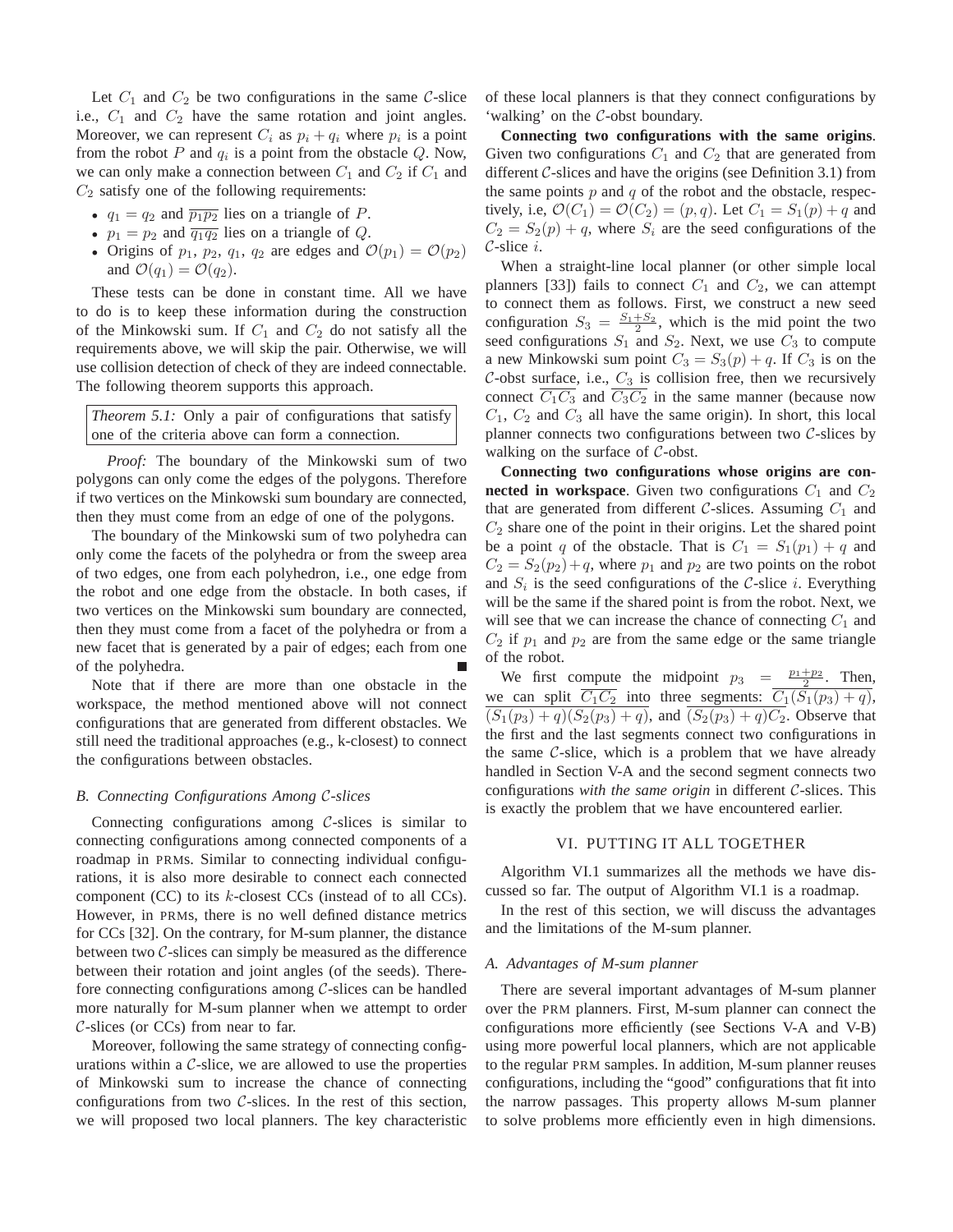Let $C_1$ and $C_2$ be two configurations in the same $\mathcal{C}$-slice i.e., $C_1$ and $C_2$ have the same rotation and joint angles. Moreover, we can represent $C_i$ as $p_i + q_i$ where $p_i$ is a point from the robot $P$ and $q_i$ is a point from the obstacle $Q$. Now, we can only make a connection between $C_1$ and $C_2$ if $C_1$ and $C_2$ satisfy one of the following requirements:

- $q_1 = q_2$ and $\overline{p_1 p_2}$ lies on a triangle of $P$.
- $p_1 = p_2$ and $\overline{q_1 q_2}$ lies on a triangle of $Q$.
- Origins of $p_1$, $p_2$, $q_1$, $q_2$ are edges and $\mathcal{O}(p_1) = \mathcal{O}(p_2)$ and $\mathcal{O}(q_1) = \mathcal{O}(q_2)$.

These tests can be done in constant time. All we have to do is to keep these information during the construction of the Minkowski sum. If $C_1$ and $C_2$ do not satisfy all the requirements above, we will skip the pair. Otherwise, we will use collision detection of check of they are indeed connectable. The following theorem supports this approach.

*Theorem 5.1:* Only a pair of configurations that satisfy one of the criteria above can form a connection.

*Proof:* The boundary of the Minkowski sum of two polygons can only come the edges of the polygons. Therefore if two vertices on the Minkowski sum boundary are connected, then they must come from an edge of one of the polygons.

The boundary of the Minkowski sum of two polyhedra can only come the facets of the polyhedra or from the sweep area of two edges, one from each polyhedron, i.e., one edge from the robot and one edge from the obstacle. In both cases, if two vertices on the Minkowski sum boundary are connected, then they must come from a facet of the polyhedra or from a new facet that is generated by a pair of edges; each from one of the polyhedra. ∎

Note that if there are more than one obstacle in the workspace, the method mentioned above will not connect configurations that are generated from different obstacles. We still need the traditional approaches (e.g., k-closest) to connect the configurations between obstacles.

### B. Connecting Configurations Among $\mathcal{C}$-slices

Connecting configurations among $\mathcal{C}$-slices is similar to connecting configurations among connected components of a roadmap in PRMs. Similar to connecting individual configurations, it is also more desirable to connect each connected component (CC) to its $k$-closest CCs (instead of to all CCs). However, in PRMs, there is no well defined distance metrics for CCs [32]. On the contrary, for M-sum planner, the distance between two $\mathcal{C}$-slices can simply be measured as the difference between their rotation and joint angles (of the seeds). Therefore connecting configurations among $\mathcal{C}$-slices can be handled more naturally for M-sum planner when we attempt to order $\mathcal{C}$-slices (or CCs) from near to far.

Moreover, following the same strategy of connecting configurations within a $\mathcal{C}$-slice, we are allowed to use the properties of Minkowski sum to increase the chance of connecting configurations from two $\mathcal{C}$-slices. In the rest of this section, we will proposed two local planners. The key characteristic of these local planners is that they connect configurations by 'walking' on the $\mathcal{C}$-obst boundary.

**Connecting two configurations with the same origins**. Given two configurations $C_1$ and $C_2$ that are generated from different $\mathcal{C}$-slices and have the origins (see Definition 3.1) from the same points $p$ and $q$ of the robot and the obstacle, respectively, i.e, $\mathcal{O}(C_1) = \mathcal{O}(C_2) = (p, q)$. Let $C_1 = S_1(p) + q$ and $C_2 = S_2(p) + q$, where $S_i$ are the seed configurations of the $\mathcal{C}$-slice $i$.

When a straight-line local planner (or other simple local planners [33]) fails to connect $C_1$ and $C_2$, we can attempt to connect them as follows. First, we construct a new seed configuration $S_3 = \frac{S_1+S_2}{2}$, which is the mid point the two seed configurations $S_1$ and $S_2$. Next, we use $C_3$ to compute a new Minkowski sum point $C_3 = S_3(p) + q$. If $C_3$ is on the $\mathcal{C}$-obst surface, i.e., $C_3$ is collision free, then we recursively connect $\overline{C_1 C_3}$ and $\overline{C_3 C_2}$ in the same manner (because now $C_1$, $C_2$ and $C_3$ all have the same origin). In short, this local planner connects two configurations between two $\mathcal{C}$-slices by walking on the surface of $\mathcal{C}$-obst.

**Connecting two configurations whose origins are connected in workspace**. Given two configurations $C_1$ and $C_2$ that are generated from different $\mathcal{C}$-slices. Assuming $C_1$ and $C_2$ share one of the point in their origins. Let the shared point be a point $q$ of the obstacle. That is $C_1 = S_1(p_1) + q$ and $C_2 = S_2(p_2) + q$, where $p_1$ and $p_2$ are two points on the robot and $S_i$ is the seed configurations of the $\mathcal{C}$-slice $i$. Everything will be the same if the shared point is from the robot. Next, we will see that we can increase the chance of connecting $C_1$ and $C_2$ if $p_1$ and $p_2$ are from the same edge or the same triangle of the robot.

We first compute the midpoint $p_3 = \frac{p_1+p_2}{2}$. Then, we can split $\overline{C_1 C_2}$ into three segments: $\overline{C_1 (S_1(p_3) + q)}$, $\overline{(S_1(p_3) + q)(S_2(p_3) + q)}$, and $\overline{(S_2(p_3) + q) C_2}$. Observe that the first and the last segments connect two configurations in the same $\mathcal{C}$-slice, which is a problem that we have already handled in Section V-A and the second segment connects two configurations *with the same origin* in different $\mathcal{C}$-slices. This is exactly the problem that we have encountered earlier.

## VI. Putting It All Together

Algorithm VI.1 summarizes all the methods we have discussed so far. The output of Algorithm VI.1 is a roadmap.

In the rest of this section, we will discuss the advantages and the limitations of the M-sum planner.

### A. Advantages of M-sum planner

There are several important advantages of M-sum planner over the PRM planners. First, M-sum planner can connect the configurations more efficiently (see Sections V-A and V-B) using more powerful local planners, which are not applicable to the regular PRM samples. In addition, M-sum planner reuses configurations, including the "good" configurations that fit into the narrow passages. This property allows M-sum planner to solve problems more efficiently even in high dimensions.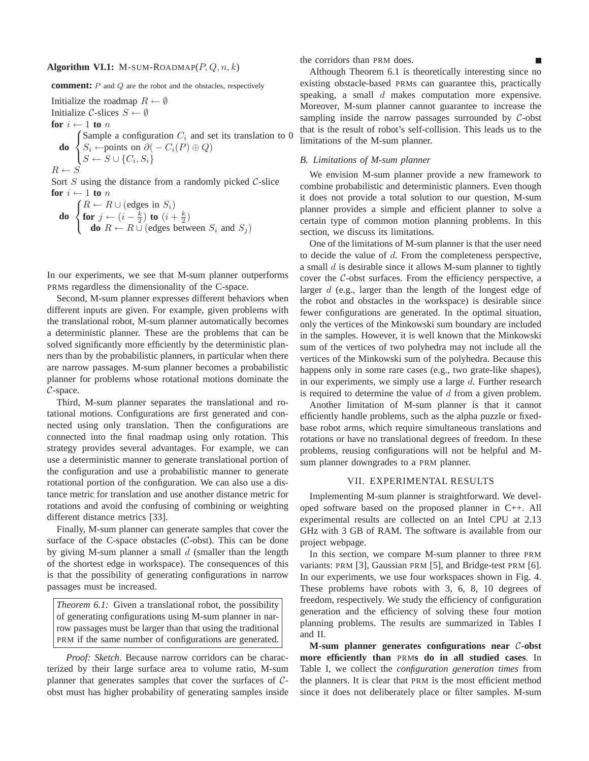**Algorithm VI.1:** M-SUM-ROADMAP$(P, Q, n, k)$

**comment:** $P$ and $Q$ are the robot and the obstacles, respectively

```
Initialize the roadmap R ← ∅
Initialize C-slices S ← ∅
for i ← 1 to n
  do { Sample a configuration C_i and set its translation to 0
       S_i ← points on ∂(−C_i(P) ⊕ Q)
       S ← S ∪ {C_i, S_i}
R ← S
Sort S using the distance from a randomly picked C-slice
for i ← 1 to n
  do { R ← R ∪ (edges in S_i)
       for j ← (i − k/2) to (i + k/2)
         do R ← R ∪ (edges between S_i and S_j)
```

In our experiments, we see that M-sum planner outperforms PRMs regardless the dimensionality of the C-space.

Second, M-sum planner expresses different behaviors when different inputs are given. For example, given problems with the translational robot, M-sum planner automatically becomes a deterministic planner. These are the problems that can be solved significantly more efficiently by the deterministic planners than by the probabilistic planners, in particular when there are narrow passages. M-sum planner becomes a probabilistic planner for problems whose rotational motions dominate the $\mathcal{C}$-space.

Third, M-sum planner separates the translational and rotational motions. Configurations are first generated and connected using only translation. Then the configurations are connected into the final roadmap using only rotation. This strategy provides several advantages. For example, we can use a deterministic manner to generate translational portion of the configuration and use a probabilistic manner to generate rotational portion of the configuration. We can also use a distance metric for translation and use another distance metric for rotations and avoid the confusing of combining or weighting different distance metrics [33].

Finally, M-sum planner can generate samples that cover the surface of the C-space obstacles ($\mathcal{C}$-obst). This can be done by giving M-sum planner a small $d$ (smaller than the length of the shortest edge in workspace). The consequences of this is that the possibility of generating configurations in narrow passages must be increased.

*Theorem 6.1:* Given a translational robot, the possibility of generating configurations using M-sum planner in narrow passages must be larger than that using the traditional PRM if the same number of configurations are generated.

*Proof: Sketch*. Because narrow corridors can be characterized by their large surface area to volume ratio, M-sum planner that generates samples that cover the surfaces of $\mathcal{C}$-obst must has higher probability of generating samples inside the corridors than PRM does. ■

Although Theorem 6.1 is theoretically interesting since no existing obstacle-based PRMs can guarantee this, practically speaking, a small $d$ makes computation more expensive. Moreover, M-sum planner cannot guarantee to increase the sampling inside the narrow passages surrounded by $\mathcal{C}$-obst that is the result of robot's self-collision. This leads us to the limitations of the M-sum planner.

### B. Limitations of M-sum planner

We envision M-sum planner provide a new framework to combine probabilistic and deterministic planners. Even though it does not provide a total solution to our question, M-sum planner provides a simple and efficient planner to solve a certain type of common motion planning problems. In this section, we discuss its limitations.

One of the limitations of M-sum planner is that the user need to decide the value of $d$. From the completeness perspective, a small $d$ is desirable since it allows M-sum planner to tightly cover the $\mathcal{C}$-obst surfaces. From the efficiency perspective, a larger $d$ (e.g., larger than the length of the longest edge of the robot and obstacles in the workspace) is desirable since fewer configurations are generated. In the optimal situation, only the vertices of the Minkowski sum boundary are included in the samples. However, it is well known that the Minkowski sum of the vertices of two polyhedra may not include all the vertices of the Minkowski sum of the polyhedra. Because this happens only in some rare cases (e.g., two grate-like shapes), in our experiments, we simply use a large $d$. Further research is required to determine the value of $d$ from a given problem.

Another limitation of M-sum planner is that it cannot efficiently handle problems, such as the alpha puzzle or fixed-base robot arms, which require simultaneous translations and rotations or have no translational degrees of freedom. In these problems, reusing configurations will not be helpful and M-sum planner downgrades to a PRM planner.

## VII. EXPERIMENTAL RESULTS

Implementing M-sum planner is straightforward. We developed software based on the proposed planner in C++. All experimental results are collected on an Intel CPU at 2.13 GHz with 3 GB of RAM. The software is available from our project webpage.

In this section, we compare M-sum planner to three PRM variants: PRM [3], Gaussian PRM [5], and Bridge-test PRM [6]. In our experiments, we use four workspaces shown in Fig. 4. These problems have robots with 3, 6, 8, 10 degrees of freedom, respectively. We study the efficiency of configuration generation and the efficiency of solving these four motion planning problems. The results are summarized in Tables I and II.

**M-sum planner generates configurations near $\mathcal{C}$-obst more efficiently than PRMs do in all studied cases**. In Table I, we collect the *configuration generation times* from the planners. It is clear that PRM is the most efficient method since it does not deliberately place or filter samples. M-sum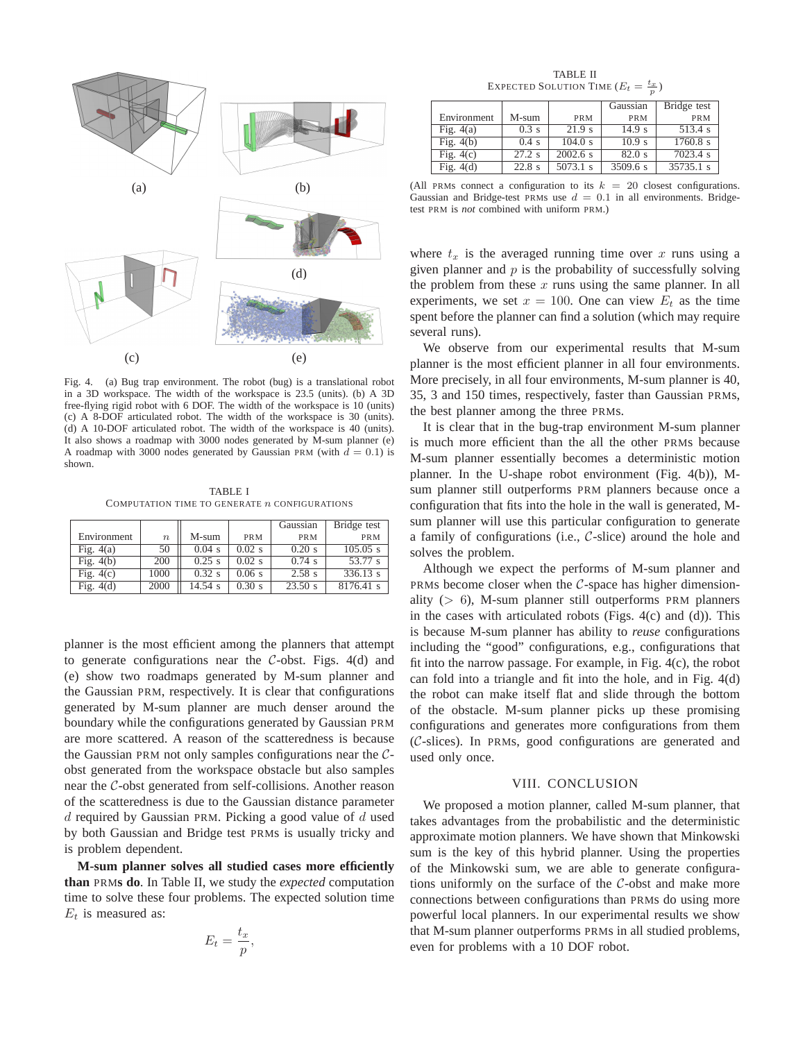Fig. 4. (a) Bug trap environment. The robot (bug) is a translational robot in a 3D workspace. The width of the workspace is 23.5 (units). (b) A 3D free-flying rigid robot with 6 DOF. The width of the workspace is 10 (units) (c) A 8-DOF articulated robot. The width of the workspace is 30 (units). (d) A 10-DOF articulated robot. The width of the workspace is 40 (units). It also shows a roadmap with 3000 nodes generated by M-sum planner (e) A roadmap with 3000 nodes generated by Gaussian PRM (with $d = 0.1$) is shown.

TABLE I
COMPUTATION TIME TO GENERATE $n$ CONFIGURATIONS

| Environment | $n$ | M-sum | PRM | Gaussian PRM | Bridge test PRM |
|---|---|---|---|---|---|
| Fig. 4(a) | 50 | 0.04 s | 0.02 s | 0.20 s | 105.05 s |
| Fig. 4(b) | 200 | 0.25 s | 0.02 s | 0.74 s | 53.77 s |
| Fig. 4(c) | 1000 | 0.32 s | 0.06 s | 2.58 s | 336.13 s |
| Fig. 4(d) | 2000 | 14.54 s | 0.30 s | 23.50 s | 8176.41 s |

planner is the most efficient among the planners that attempt to generate configurations near the $\mathcal{C}$-obst. Figs. 4(d) and (e) show two roadmaps generated by M-sum planner and the Gaussian PRM, respectively. It is clear that configurations generated by M-sum planner are much denser around the boundary while the configurations generated by Gaussian PRM are more scattered. A reason of the scatteredness is because the Gaussian PRM not only samples configurations near the $\mathcal{C}$-obst generated from the workspace obstacle but also samples near the $\mathcal{C}$-obst generated from self-collisions. Another reason of the scatteredness is due to the Gaussian distance parameter $d$ required by Gaussian PRM. Picking a good value of $d$ used by both Gaussian and Bridge test PRMs is usually tricky and is problem dependent.

**M-sum planner solves all studied cases more efficiently than PRMs do**. In Table II, we study the *expected* computation time to solve these four problems. The expected solution time $E_t$ is measured as:

$$E_t = \frac{t_x}{p},$$

TABLE II
EXPECTED SOLUTION TIME ($E_t = \frac{t_x}{p}$)

| Environment | M-sum | PRM | Gaussian PRM | Bridge test PRM |
|---|---|---|---|---|
| Fig. 4(a) | 0.3 s | 21.9 s | 14.9 s | 513.4 s |
| Fig. 4(b) | 0.4 s | 104.0 s | 10.9 s | 1760.8 s |
| Fig. 4(c) | 27.2 s | 2002.6 s | 82.0 s | 7023.4 s |
| Fig. 4(d) | 22.8 s | 5073.1 s | 3509.6 s | 35735.1 s |

(All PRMs connect a configuration to its $k = 20$ closest configurations. Gaussian and Bridge-test PRMs use $d = 0.1$ in all environments. Bridge-test PRM is *not* combined with uniform PRM.)

where $t_x$ is the averaged running time over $x$ runs using a given planner and $p$ is the probability of successfully solving the problem from these $x$ runs using the same planner. In all experiments, we set $x = 100$. One can view $E_t$ as the time spent before the planner can find a solution (which may require several runs).

We observe from our experimental results that M-sum planner is the most efficient planner in all four environments. More precisely, in all four environments, M-sum planner is 40, 35, 3 and 150 times, respectively, faster than Gaussian PRMs, the best planner among the three PRMs.

It is clear that in the bug-trap environment M-sum planner is much more efficient than the all the other PRMs because M-sum planner essentially becomes a deterministic motion planner. In the U-shape robot environment (Fig. 4(b)), M-sum planner still outperforms PRM planners because once a configuration that fits into the hole in the wall is generated, M-sum planner will use this particular configuration to generate a family of configurations (i.e., $\mathcal{C}$-slice) around the hole and solves the problem.

Although we expect the performs of M-sum planner and PRMs become closer when the $\mathcal{C}$-space has higher dimensionality ($> 6$), M-sum planner still outperforms PRM planners in the cases with articulated robots (Figs. 4(c) and (d)). This is because M-sum planner has ability to *reuse* configurations including the "good" configurations, e.g., configurations that fit into the narrow passage. For example, in Fig. 4(c), the robot can fold into a triangle and fit into the hole, and in Fig. 4(d) the robot can make itself flat and slide through the bottom of the obstacle. M-sum planner picks up these promising configurations and generates more configurations from them ($\mathcal{C}$-slices). In PRMs, good configurations are generated and used only once.

## VIII. CONCLUSION

We proposed a motion planner, called M-sum planner, that takes advantages from the probabilistic and the deterministic approximate motion planners. We have shown that Minkowski sum is the key of this hybrid planner. Using the properties of the Minkowski sum, we are able to generate configurations uniformly on the surface of the $\mathcal{C}$-obst and make more connections between configurations than PRMs do using more powerful local planners. In our experimental results we show that M-sum planner outperforms PRMs in all studied problems, even for problems with a 10 DOF robot.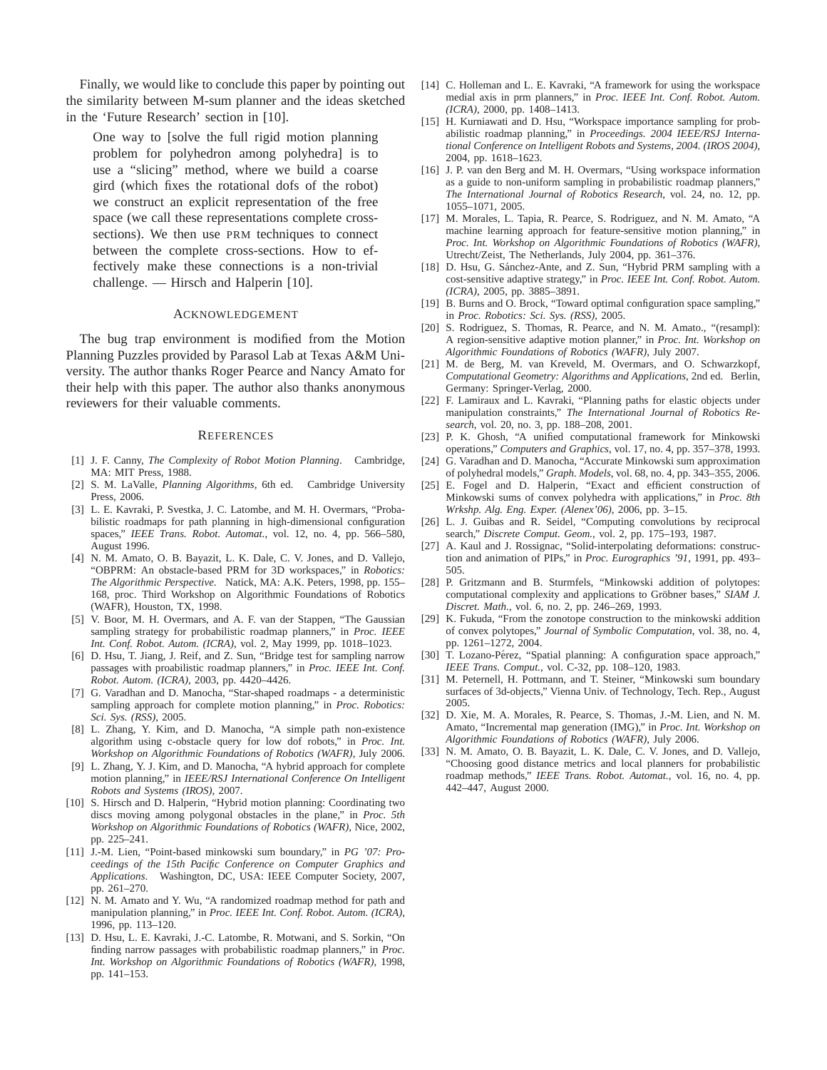Finally, we would like to conclude this paper by pointing out the similarity between M-sum planner and the ideas sketched in the 'Future Research' section in [10].

> One way to [solve the full rigid motion planning problem for polyhedron among polyhedra] is to use a "slicing" method, where we build a coarse gird (which fixes the rotational dofs of the robot) we construct an explicit representation of the free space (we call these representations complete cross-sections). We then use PRM techniques to connect between the complete cross-sections. How to effectively make these connections is a non-trivial challenge. — Hirsch and Halperin [10].

## Acknowledgement

The bug trap environment is modified from the Motion Planning Puzzles provided by Parasol Lab at Texas A&M University. The author thanks Roger Pearce and Nancy Amato for their help with this paper. The author also thanks anonymous reviewers for their valuable comments.

## References

[1] J. F. Canny, *The Complexity of Robot Motion Planning*. Cambridge, MA: MIT Press, 1988.

[2] S. M. LaValle, *Planning Algorithms*, 6th ed. Cambridge University Press, 2006.

[3] L. E. Kavraki, P. Svestka, J. C. Latombe, and M. H. Overmars, "Probabilistic roadmaps for path planning in high-dimensional configuration spaces," *IEEE Trans. Robot. Automat.*, vol. 12, no. 4, pp. 566–580, August 1996.

[4] N. M. Amato, O. B. Bayazit, L. K. Dale, C. V. Jones, and D. Vallejo, "OBPRM: An obstacle-based PRM for 3D workspaces," in *Robotics: The Algorithmic Perspective*. Natick, MA: A.K. Peters, 1998, pp. 155–168, proc. Third Workshop on Algorithmic Foundations of Robotics (WAFR), Houston, TX, 1998.

[5] V. Boor, M. H. Overmars, and A. F. van der Stappen, "The Gaussian sampling strategy for probabilistic roadmap planners," in *Proc. IEEE Int. Conf. Robot. Autom. (ICRA)*, vol. 2, May 1999, pp. 1018–1023.

[6] D. Hsu, T. Jiang, J. Reif, and Z. Sun, "Bridge test for sampling narrow passages with proabilistic roadmap planners," in *Proc. IEEE Int. Conf. Robot. Autom. (ICRA)*, 2003, pp. 4420–4426.

[7] G. Varadhan and D. Manocha, "Star-shaped roadmaps - a deterministic sampling approach for complete motion planning," in *Proc. Robotics: Sci. Sys. (RSS)*, 2005.

[8] L. Zhang, Y. Kim, and D. Manocha, "A simple path non-existence algorithm using c-obstacle query for low dof robots," in *Proc. Int. Workshop on Algorithmic Foundations of Robotics (WAFR)*, July 2006.

[9] L. Zhang, Y. J. Kim, and D. Manocha, "A hybrid approach for complete motion planning," in *IEEE/RSJ International Conference On Intelligent Robots and Systems (IROS)*, 2007.

[10] S. Hirsch and D. Halperin, "Hybrid motion planning: Coordinating two discs moving among polygonal obstacles in the plane," in *Proc. 5th Workshop on Algorithmic Foundations of Robotics (WAFR)*, Nice, 2002, pp. 225–241.

[11] J.-M. Lien, "Point-based minkowski sum boundary," in *PG '07: Proceedings of the 15th Pacific Conference on Computer Graphics and Applications*. Washington, DC, USA: IEEE Computer Society, 2007, pp. 261–270.

[12] N. M. Amato and Y. Wu, "A randomized roadmap method for path and manipulation planning," in *Proc. IEEE Int. Conf. Robot. Autom. (ICRA)*, 1996, pp. 113–120.

[13] D. Hsu, L. E. Kavraki, J.-C. Latombe, R. Motwani, and S. Sorkin, "On finding narrow passages with probabilistic roadmap planners," in *Proc. Int. Workshop on Algorithmic Foundations of Robotics (WAFR)*, 1998, pp. 141–153.

[14] C. Holleman and L. E. Kavraki, "A framework for using the workspace medial axis in prm planners," in *Proc. IEEE Int. Conf. Robot. Autom. (ICRA)*, 2000, pp. 1408–1413.

[15] H. Kurniawati and D. Hsu, "Workspace importance sampling for probabilistic roadmap planning," in *Proceedings. 2004 IEEE/RSJ International Conference on Intelligent Robots and Systems, 2004. (IROS 2004)*, 2004, pp. 1618–1623.

[16] J. P. van den Berg and M. H. Overmars, "Using workspace information as a guide to non-uniform sampling in probabilistic roadmap planners," *The International Journal of Robotics Research*, vol. 24, no. 12, pp. 1055–1071, 2005.

[17] M. Morales, L. Tapia, R. Pearce, S. Rodriguez, and N. M. Amato, "A machine learning approach for feature-sensitive motion planning," in *Proc. Int. Workshop on Algorithmic Foundations of Robotics (WAFR)*, Utrecht/Zeist, The Netherlands, July 2004, pp. 361–376.

[18] D. Hsu, G. Sánchez-Ante, and Z. Sun, "Hybrid PRM sampling with a cost-sensitive adaptive strategy," in *Proc. IEEE Int. Conf. Robot. Autom. (ICRA)*, 2005, pp. 3885–3891.

[19] B. Burns and O. Brock, "Toward optimal configuration space sampling," in *Proc. Robotics: Sci. Sys. (RSS)*, 2005.

[20] S. Rodriguez, S. Thomas, R. Pearce, and N. M. Amato., "(resampl): A region-sensitive adaptive motion planner," in *Proc. Int. Workshop on Algorithmic Foundations of Robotics (WAFR)*, July 2007.

[21] M. de Berg, M. van Kreveld, M. Overmars, and O. Schwarzkopf, *Computational Geometry: Algorithms and Applications*, 2nd ed. Berlin, Germany: Springer-Verlag, 2000.

[22] F. Lamiraux and L. Kavraki, "Planning paths for elastic objects under manipulation constraints," *The International Journal of Robotics Research*, vol. 20, no. 3, pp. 188–208, 2001.

[23] P. K. Ghosh, "A unified computational framework for Minkowski operations," *Computers and Graphics*, vol. 17, no. 4, pp. 357–378, 1993.

[24] G. Varadhan and D. Manocha, "Accurate Minkowski sum approximation of polyhedral models," *Graph. Models*, vol. 68, no. 4, pp. 343–355, 2006.

[25] E. Fogel and D. Halperin, "Exact and efficient construction of Minkowski sums of convex polyhedra with applications," in *Proc. 8th Wrkshp. Alg. Eng. Exper. (Alenex'06)*, 2006, pp. 3–15.

[26] L. J. Guibas and R. Seidel, "Computing convolutions by reciprocal search," *Discrete Comput. Geom.*, vol. 2, pp. 175–193, 1987.

[27] A. Kaul and J. Rossignac, "Solid-interpolating deformations: construction and animation of PIPs," in *Proc. Eurographics '91*, 1991, pp. 493–505.

[28] P. Gritzmann and B. Sturmfels, "Minkowski addition of polytopes: computational complexity and applications to Gröbner bases," *SIAM J. Discret. Math.*, vol. 6, no. 2, pp. 246–269, 1993.

[29] K. Fukuda, "From the zonotope construction to the minkowski addition of convex polytopes," *Journal of Symbolic Computation*, vol. 38, no. 4, pp. 1261–1272, 2004.

[30] T. Lozano-Pérez, "Spatial planning: A configuration space approach," *IEEE Trans. Comput.*, vol. C-32, pp. 108–120, 1983.

[31] M. Peternell, H. Pottmann, and T. Steiner, "Minkowski sum boundary surfaces of 3d-objects," Vienna Univ. of Technology, Tech. Rep., August 2005.

[32] D. Xie, M. A. Morales, R. Pearce, S. Thomas, J.-M. Lien, and N. M. Amato, "Incremental map generation (IMG)," in *Proc. Int. Workshop on Algorithmic Foundations of Robotics (WAFR)*, July 2006.

[33] N. M. Amato, O. B. Bayazit, L. K. Dale, C. V. Jones, and D. Vallejo, "Choosing good distance metrics and local planners for probabilistic roadmap methods," *IEEE Trans. Robot. Automat.*, vol. 16, no. 4, pp. 442–447, August 2000.